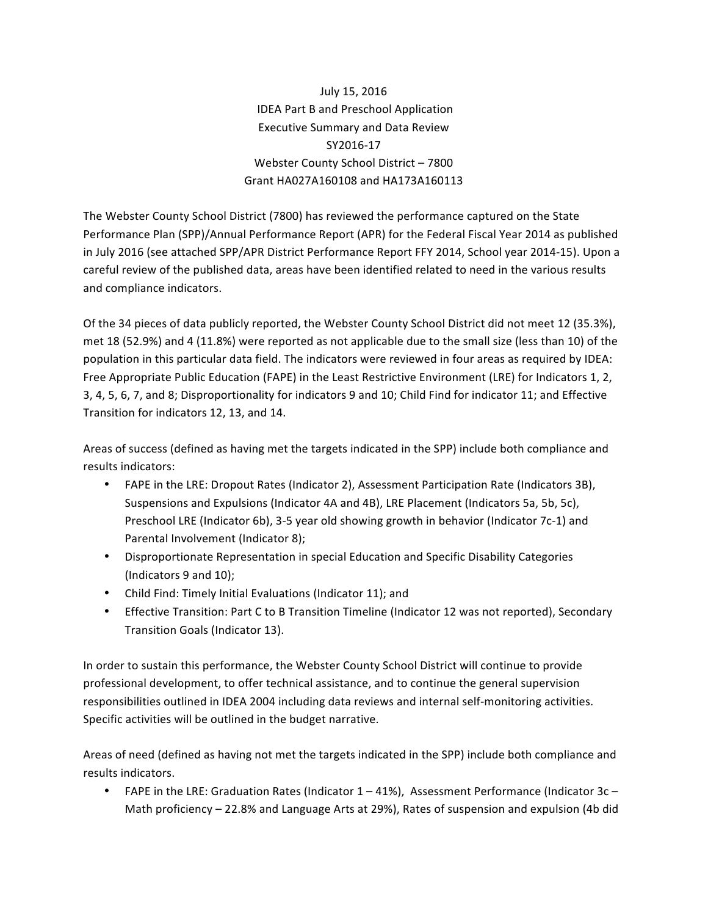July 15, 2016
IDEA Part B and Preschool Application
Executive Summary and Data Review
SY2016-17
Webster County School District – 7800
Grant HA027A160108 and HA173A160113

The Webster County School District (7800) has reviewed the performance captured on the State Performance Plan (SPP)/Annual Performance Report (APR) for the Federal Fiscal Year 2014 as published in July 2016 (see attached SPP/APR District Performance Report FFY 2014, School year 2014-15). Upon a careful review of the published data, areas have been identified related to need in the various results and compliance indicators.

Of the 34 pieces of data publicly reported, the Webster County School District did not meet 12 (35.3%), met 18 (52.9%) and 4 (11.8%) were reported as not applicable due to the small size (less than 10) of the population in this particular data field. The indicators were reviewed in four areas as required by IDEA: Free Appropriate Public Education (FAPE) in the Least Restrictive Environment (LRE) for Indicators 1, 2, 3, 4, 5, 6, 7, and 8; Disproportionality for indicators 9 and 10; Child Find for indicator 11; and Effective Transition for indicators 12, 13, and 14.

Areas of success (defined as having met the targets indicated in the SPP) include both compliance and results indicators:

- FAPE in the LRE: Dropout Rates (Indicator 2), Assessment Participation Rate (Indicators 3B), Suspensions and Expulsions (Indicator 4A and 4B), LRE Placement (Indicators 5a, 5b, 5c), Preschool LRE (Indicator 6b), 3-5 year old showing growth in behavior (Indicator 7c-1) and Parental Involvement (Indicator 8);
- Disproportionate Representation in special Education and Specific Disability Categories (Indicators 9 and 10);
- Child Find: Timely Initial Evaluations (Indicator 11); and
- Effective Transition: Part C to B Transition Timeline (Indicator 12 was not reported), Secondary Transition Goals (Indicator 13).

In order to sustain this performance, the Webster County School District will continue to provide professional development, to offer technical assistance, and to continue the general supervision responsibilities outlined in IDEA 2004 including data reviews and internal self-monitoring activities. Specific activities will be outlined in the budget narrative.

Areas of need (defined as having not met the targets indicated in the SPP) include both compliance and results indicators.

- FAPE in the LRE: Graduation Rates (Indicator 1 – 41%), Assessment Performance (Indicator 3c – Math proficiency – 22.8% and Language Arts at 29%), Rates of suspension and expulsion (4b did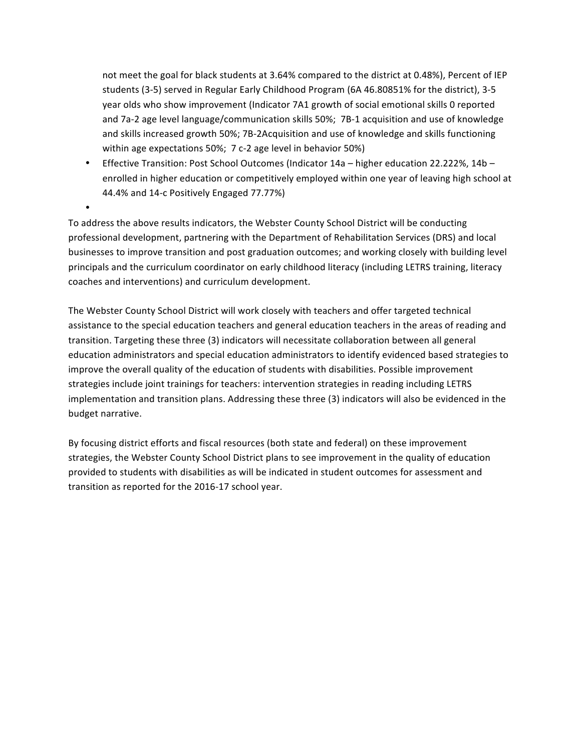not meet the goal for black students at 3.64% compared to the district at 0.48%), Percent of IEP students (3-5) served in Regular Early Childhood Program (6A 46.80851% for the district), 3-5 year olds who show improvement (Indicator 7A1 growth of social emotional skills 0 reported and 7a-2 age level language/communication skills 50%; 7B-1 acquisition and use of knowledge and skills increased growth 50%; 7B-2Acquisition and use of knowledge and skills functioning within age expectations 50%; 7 c-2 age level in behavior 50%)

- Effective Transition: Post School Outcomes (Indicator 14a – higher education 22.222%, 14b – enrolled in higher education or competitively employed within one year of leaving high school at 44.4% and 14-c Positively Engaged 77.77%)
- 

To address the above results indicators, the Webster County School District will be conducting professional development, partnering with the Department of Rehabilitation Services (DRS) and local businesses to improve transition and post graduation outcomes; and working closely with building level principals and the curriculum coordinator on early childhood literacy (including LETRS training, literacy coaches and interventions) and curriculum development.

The Webster County School District will work closely with teachers and offer targeted technical assistance to the special education teachers and general education teachers in the areas of reading and transition. Targeting these three (3) indicators will necessitate collaboration between all general education administrators and special education administrators to identify evidenced based strategies to improve the overall quality of the education of students with disabilities. Possible improvement strategies include joint trainings for teachers: intervention strategies in reading including LETRS implementation and transition plans. Addressing these three (3) indicators will also be evidenced in the budget narrative.

By focusing district efforts and fiscal resources (both state and federal) on these improvement strategies, the Webster County School District plans to see improvement in the quality of education provided to students with disabilities as will be indicated in student outcomes for assessment and transition as reported for the 2016-17 school year.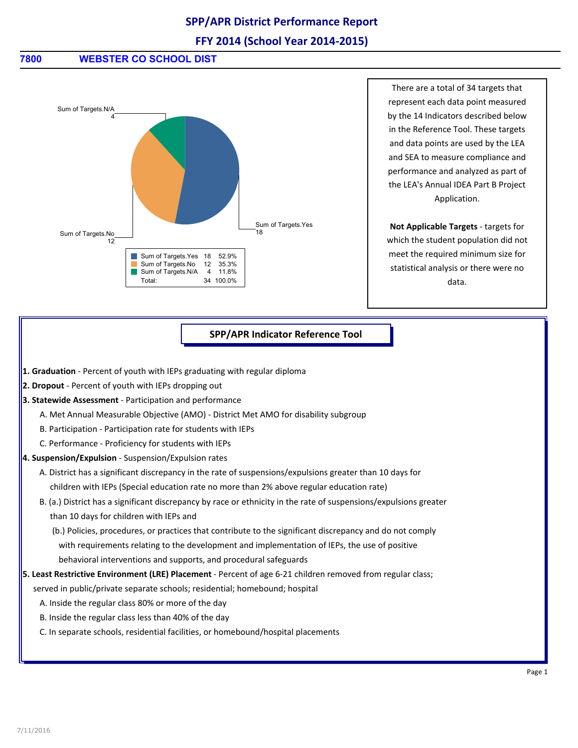# SPP/APR District Performance Report

## FFY 2014 (School Year 2014-2015)

**7800** **WEBSTER CO SCHOOL DIST**

Sum of Targets.N/A 4

Sum of Targets.No 12

Sum of Targets.Yes 18

| | | |
|---|---|---|
| Sum of Targets.Yes | 18 | 52.9% |
| Sum of Targets.No | 12 | 35.3% |
| Sum of Targets.N/A | 4 | 11.8% |
| Total: | 34 | 100.0% |

There are a total of 34 targets that represent each data point measured by the 14 Indicators described below in the Reference Tool. These targets and data points are used by the LEA and SEA to measure compliance and performance and analyzed as part of the LEA's Annual IDEA Part B Project Application.

**Not Applicable Targets** - targets for which the student population did not meet the required minimum size for statistical analysis or there were no data.

## SPP/APR Indicator Reference Tool

**1. Graduation** - Percent of youth with IEPs graduating with regular diploma

**2. Dropout** - Percent of youth with IEPs dropping out

**3. Statewide Assessment** - Participation and performance

- A. Met Annual Measurable Objective (AMO) - District Met AMO for disability subgroup
- B. Participation - Participation rate for students with IEPs
- C. Performance - Proficiency for students with IEPs

**4. Suspension/Expulsion** - Suspension/Expulsion rates

- A. District has a significant discrepancy in the rate of suspensions/expulsions greater than 10 days for children with IEPs (Special education rate no more than 2% above regular education rate)
- B. (a.) District has a significant discrepancy by race or ethnicity in the rate of suspensions/expulsions greater than 10 days for children with IEPs and
  (b.) Policies, procedures, or practices that contribute to the significant discrepancy and do not comply with requirements relating to the development and implementation of IEPs, the use of positive behavioral interventions and supports, and procedural safeguards

**5. Least Restrictive Environment (LRE) Placement** - Percent of age 6-21 children removed from regular class; served in public/private separate schools; residential; homebound; hospital

- A. Inside the regular class 80% or more of the day
- B. Inside the regular class less than 40% of the day
- C. In separate schools, residential facilities, or homebound/hospital placements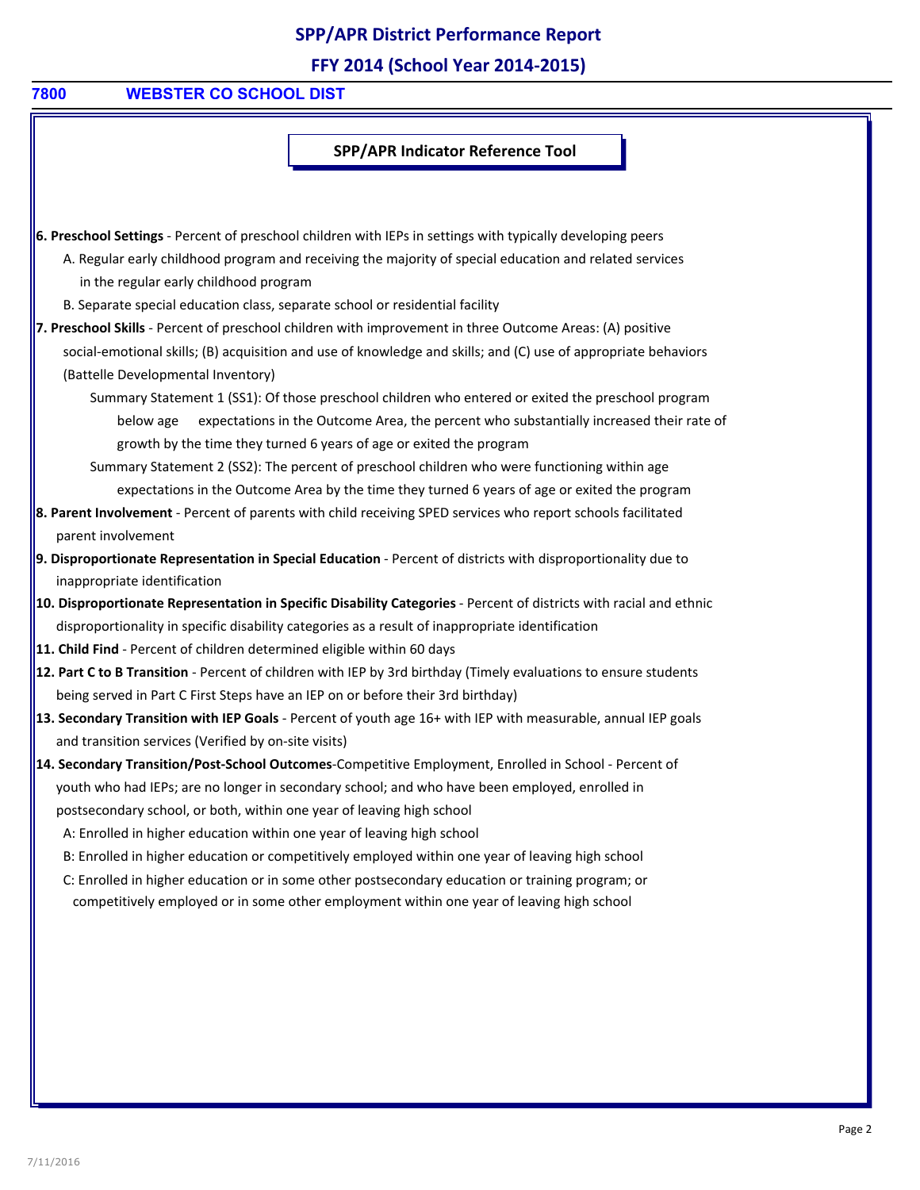# SPP/APR District Performance Report

## FFY 2014 (School Year 2014-2015)

**7800 WEBSTER CO SCHOOL DIST**

### SPP/APR Indicator Reference Tool

**6. Preschool Settings** - Percent of preschool children with IEPs in settings with typically developing peers

- A. Regular early childhood program and receiving the majority of special education and related services in the regular early childhood program
- B. Separate special education class, separate school or residential facility

**7. Preschool Skills** - Percent of preschool children with improvement in three Outcome Areas: (A) positive social-emotional skills; (B) acquisition and use of knowledge and skills; and (C) use of appropriate behaviors (Battelle Developmental Inventory)

- Summary Statement 1 (SS1): Of those preschool children who entered or exited the preschool program below age expectations in the Outcome Area, the percent who substantially increased their rate of growth by the time they turned 6 years of age or exited the program
- Summary Statement 2 (SS2): The percent of preschool children who were functioning within age expectations in the Outcome Area by the time they turned 6 years of age or exited the program

**8. Parent Involvement** - Percent of parents with child receiving SPED services who report schools facilitated parent involvement

**9. Disproportionate Representation in Special Education** - Percent of districts with disproportionality due to inappropriate identification

**10. Disproportionate Representation in Specific Disability Categories** - Percent of districts with racial and ethnic disproportionality in specific disability categories as a result of inappropriate identification

**11. Child Find** - Percent of children determined eligible within 60 days

**12. Part C to B Transition** - Percent of children with IEP by 3rd birthday (Timely evaluations to ensure students being served in Part C First Steps have an IEP on or before their 3rd birthday)

**13. Secondary Transition with IEP Goals** - Percent of youth age 16+ with IEP with measurable, annual IEP goals and transition services (Verified by on-site visits)

**14. Secondary Transition/Post-School Outcomes**-Competitive Employment, Enrolled in School - Percent of youth who had IEPs; are no longer in secondary school; and who have been employed, enrolled in postsecondary school, or both, within one year of leaving high school

- A: Enrolled in higher education within one year of leaving high school
- B: Enrolled in higher education or competitively employed within one year of leaving high school
- C: Enrolled in higher education or in some other postsecondary education or training program; or competitively employed or in some other employment within one year of leaving high school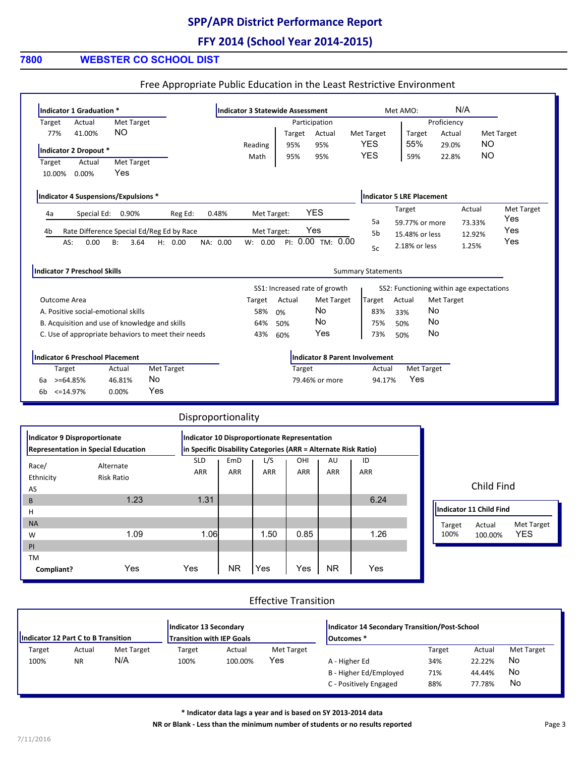# SPP/APR District Performance Report

## FFY 2014 (School Year 2014-2015)

**7800 WEBSTER CO SCHOOL DIST**

## Free Appropriate Public Education in the Least Restrictive Environment

### Indicator 1 Graduation *

| Target | Actual | Met Target |
|---|---|---|
| 77% | 41.00% | NO |

### Indicator 2 Dropout *

| Target | Actual | Met Target |
|---|---|---|
| 10.00% | 0.00% | Yes |

### Indicator 3 Statewide Assessment

Met AMO: N/A

| | Participation Target | Participation Actual | Participation Met Target | Proficiency Target | Proficiency Actual | Proficiency Met Target |
|---|---|---|---|---|---|---|
| Reading | 95% | 95% | YES | 55% | 29.0% | NO |
| Math | 95% | 95% | YES | 59% | 22.8% | NO |

### Indicator 4 Suspensions/Expulsions *

4a Special Ed: 0.90% Reg Ed: 0.48% Met Target: YES

4b Rate Difference Special Ed/Reg Ed by Race Met Target: Yes

AS: 0.00 B: 3.64 H: 0.00 NA: 0.00 W: 0.00 PI: 0.00 TM: 0.00

### Indicator 5 LRE Placement

| | Target | Actual | Met Target |
|---|---|---|---|
| 5a | 59.77% or more | 73.33% | Yes |
| 5b | 15.48% or less | 12.92% | Yes |
| 5c | 2.18% or less | 1.25% | Yes |

### Indicator 7 Preschool Skills

Summary Statements

| Outcome Area | SS1: Increased rate of growth Target | SS1 Actual | SS1 Met Target | SS2: Functioning within age expectations Target | SS2 Actual | SS2 Met Target |
|---|---|---|---|---|---|---|
| A. Positive social-emotional skills | 58% | 0% | No | 83% | 33% | No |
| B. Acquisition and use of knowledge and skills | 64% | 50% | No | 75% | 50% | No |
| C. Use of appropriate behaviors to meet their needs | 43% | 60% | Yes | 73% | 50% | No |

### Indicator 6 Preschool Placement

| | Target | Actual | Met Target |
|---|---|---|---|
| 6a | >=64.85% | 46.81% | No |
| 6b | <=14.97% | 0.00% | Yes |

### Indicator 8 Parent Involvement

| Target | Actual | Met Target |
|---|---|---|
| 79.46% or more | 94.17% | Yes |

## Disproportionality

### Indicator 9 Disproportionate Representation in Special Education / Indicator 10 Disproportionate Representation in Specific Disability Categories (ARR = Alternate Risk Ratio)

| Race/Ethnicity | Alternate Risk Ratio | SLD ARR | EmD ARR | L/S ARR | OHI ARR | AU ARR | ID ARR |
|---|---|---|---|---|---|---|---|
| AS | | | | | | | |
| B | 1.23 | 1.31 | | | | | 6.24 |
| H | | | | | | | |
| NA | | | | | | | |
| W | 1.09 | 1.06 | | 1.50 | 0.85 | | 1.26 |
| PI | | | | | | | |
| TM | | | | | | | |
| **Compliant?** | Yes | Yes | NR | Yes | Yes | NR | Yes |

## Child Find

### Indicator 11 Child Find

| Target | Actual | Met Target |
|---|---|---|
| 100% | 100.00% | YES |

## Effective Transition

### Indicator 12 Part C to B Transition

| Target | Actual | Met Target |
|---|---|---|
| 100% | NR | N/A |

### Indicator 13 Secondary Transition with IEP Goals

| Target | Actual | Met Target |
|---|---|---|
| 100% | 100.00% | Yes |

### Indicator 14 Secondary Transition/Post-School Outcomes *

| | Target | Actual | Met Target |
|---|---|---|---|
| A - Higher Ed | 34% | 22.22% | No |
| B - Higher Ed/Employed | 71% | 44.44% | No |
| C - Positively Engaged | 88% | 77.78% | No |

**\* Indicator data lags a year and is based on SY 2013-2014 data**

**NR or Blank - Less than the minimum number of students or no results reported**

7/11/2016